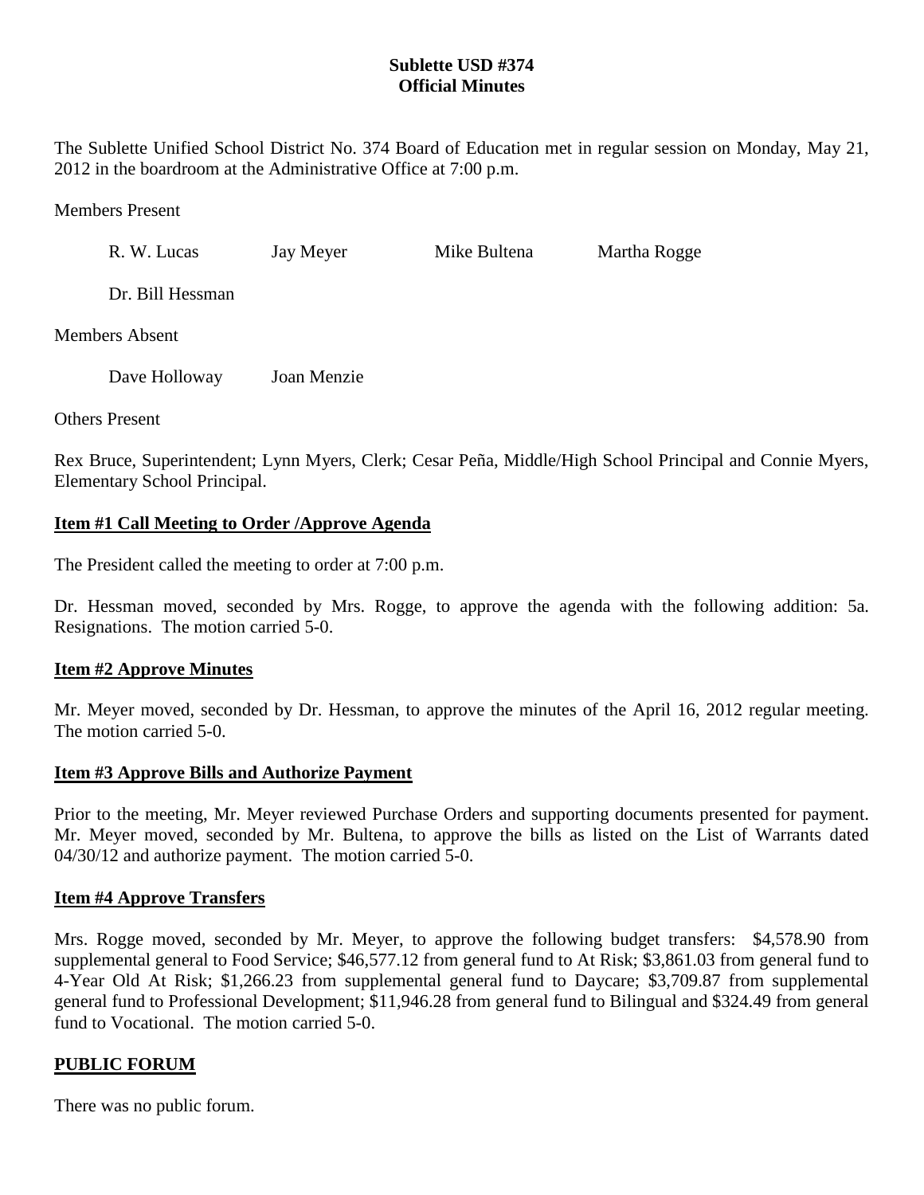**Sublette USD #374**
**Official Minutes**

The Sublette Unified School District No. 374 Board of Education met in regular session on Monday, May 21, 2012 in the boardroom at the Administrative Office at 7:00 p.m.

Members Present

R. W. Lucas    Jay Meyer    Mike Bultena    Martha Rogge

Dr. Bill Hessman

Members Absent

Dave Holloway    Joan Menzie

Others Present

Rex Bruce, Superintendent; Lynn Myers, Clerk; Cesar Peña, Middle/High School Principal and Connie Myers, Elementary School Principal.

**Item #1 Call Meeting to Order /Approve Agenda**

The President called the meeting to order at 7:00 p.m.

Dr. Hessman moved, seconded by Mrs. Rogge, to approve the agenda with the following addition: 5a. Resignations. The motion carried 5-0.

**Item #2 Approve Minutes**

Mr. Meyer moved, seconded by Dr. Hessman, to approve the minutes of the April 16, 2012 regular meeting. The motion carried 5-0.

**Item #3 Approve Bills and Authorize Payment**

Prior to the meeting, Mr. Meyer reviewed Purchase Orders and supporting documents presented for payment. Mr. Meyer moved, seconded by Mr. Bultena, to approve the bills as listed on the List of Warrants dated 04/30/12 and authorize payment. The motion carried 5-0.

**Item #4 Approve Transfers**

Mrs. Rogge moved, seconded by Mr. Meyer, to approve the following budget transfers: $4,578.90 from supplemental general to Food Service; $46,577.12 from general fund to At Risk; $3,861.03 from general fund to 4-Year Old At Risk; $1,266.23 from supplemental general fund to Daycare; $3,709.87 from supplemental general fund to Professional Development; $11,946.28 from general fund to Bilingual and $324.49 from general fund to Vocational. The motion carried 5-0.

**PUBLIC FORUM**

There was no public forum.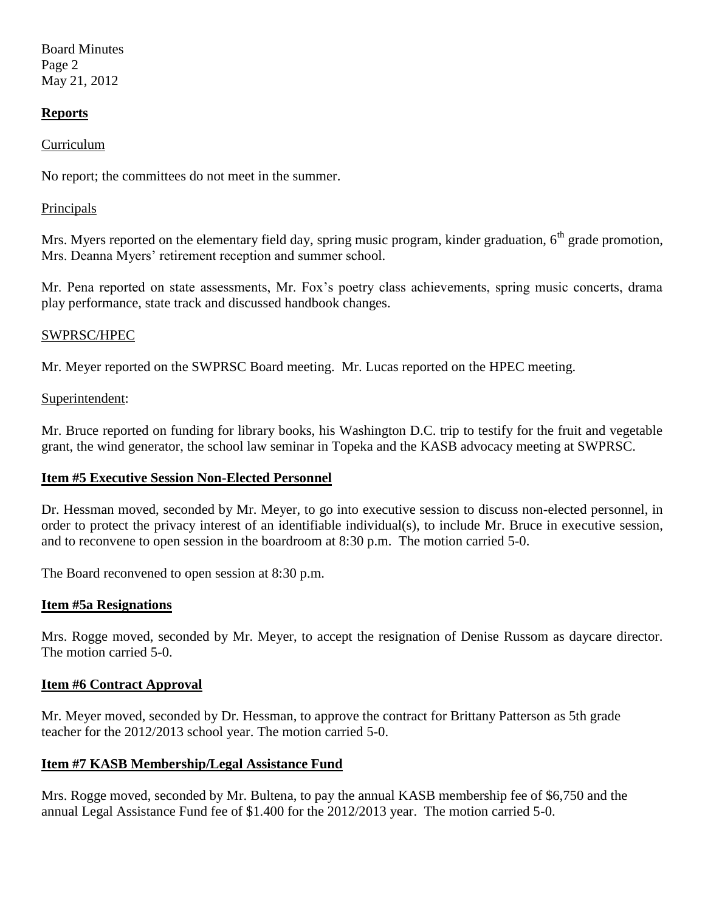**Reports**

Curriculum

No report; the committees do not meet in the summer.

Principals

Mrs. Myers reported on the elementary field day, spring music program, kinder graduation, 6th grade promotion, Mrs. Deanna Myers' retirement reception and summer school.

Mr. Pena reported on state assessments, Mr. Fox's poetry class achievements, spring music concerts, drama play performance, state track and discussed handbook changes.

SWPRSC/HPEC

Mr. Meyer reported on the SWPRSC Board meeting. Mr. Lucas reported on the HPEC meeting.

Superintendent:

Mr. Bruce reported on funding for library books, his Washington D.C. trip to testify for the fruit and vegetable grant, the wind generator, the school law seminar in Topeka and the KASB advocacy meeting at SWPRSC.

**Item #5 Executive Session Non-Elected Personnel**

Dr. Hessman moved, seconded by Mr. Meyer, to go into executive session to discuss non-elected personnel, in order to protect the privacy interest of an identifiable individual(s), to include Mr. Bruce in executive session, and to reconvene to open session in the boardroom at 8:30 p.m. The motion carried 5-0.

The Board reconvened to open session at 8:30 p.m.

**Item #5a Resignations**

Mrs. Rogge moved, seconded by Mr. Meyer, to accept the resignation of Denise Russom as daycare director. The motion carried 5-0.

**Item #6 Contract Approval**

Mr. Meyer moved, seconded by Dr. Hessman, to approve the contract for Brittany Patterson as 5th grade teacher for the 2012/2013 school year. The motion carried 5-0.

**Item #7 KASB Membership/Legal Assistance Fund**

Mrs. Rogge moved, seconded by Mr. Bultena, to pay the annual KASB membership fee of $6,750 and the annual Legal Assistance Fund fee of $1.400 for the 2012/2013 year. The motion carried 5-0.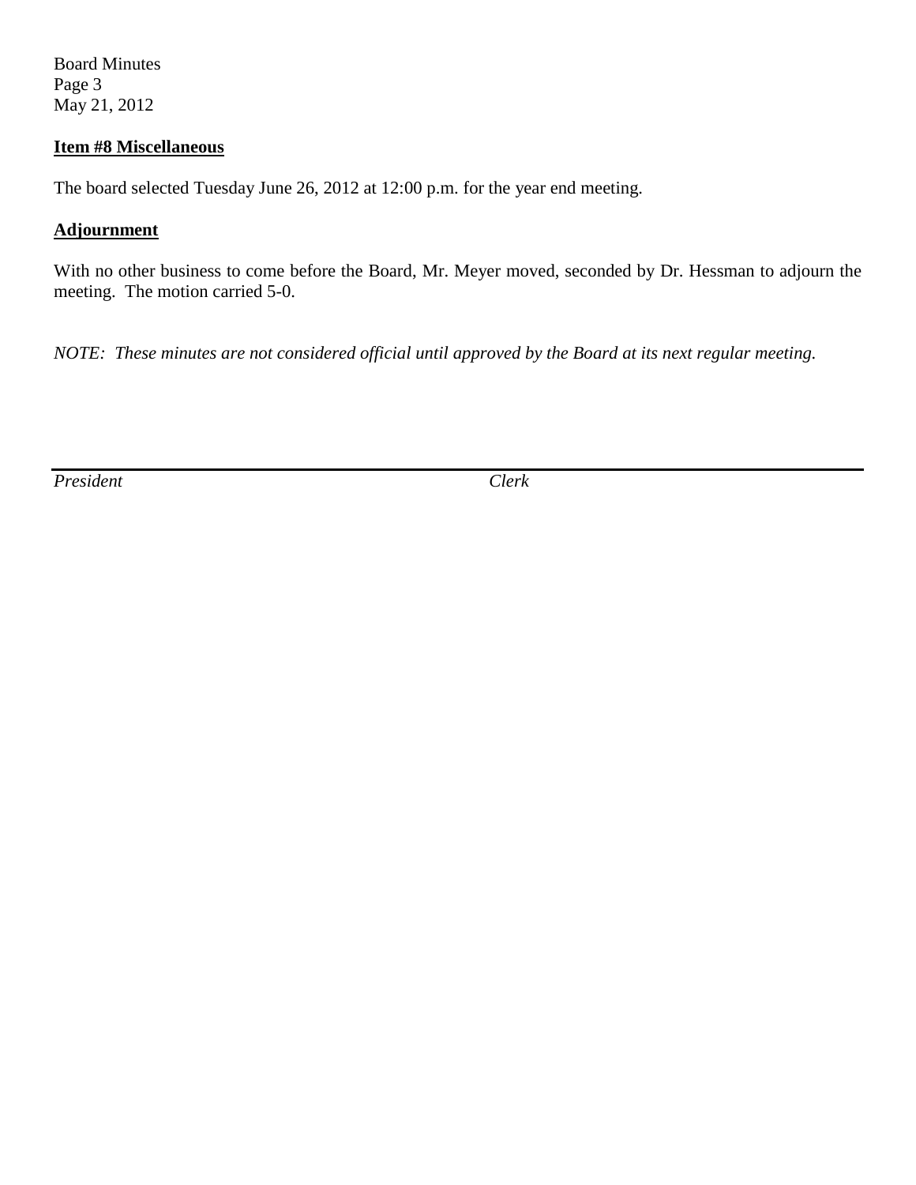**Item #8 Miscellaneous**

The board selected Tuesday June 26, 2012 at 12:00 p.m. for the year end meeting.

**Adjournment**

With no other business to come before the Board, Mr. Meyer moved, seconded by Dr. Hessman to adjourn the meeting. The motion carried 5-0.

*NOTE: These minutes are not considered official until approved by the Board at its next regular meeting.*

*President* *Clerk*